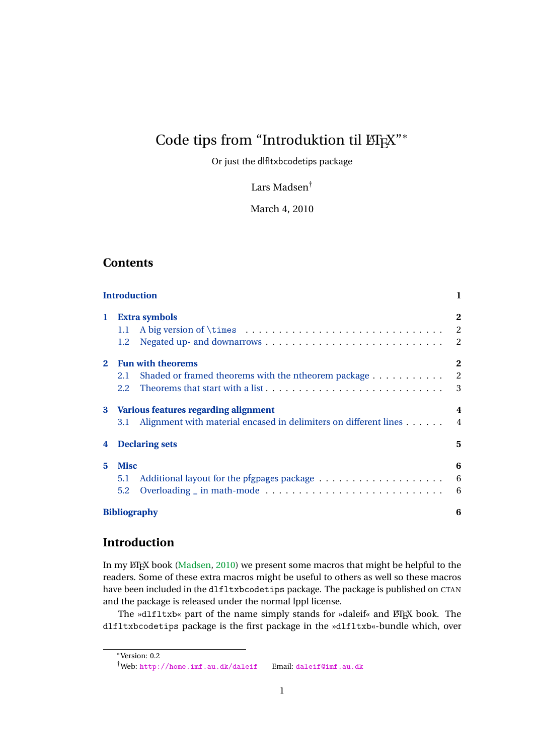# Code tips from "Introduktion til LaTeX"[*]

Or just the dlfltxbcodetips package

Lars Madsen[†]

March 4, 2010

## Contents

| | | |
|---|---|---|
| **Introduction** | | **1** |
| **1** | **Extra symbols** | **2** |
| 1.1 | A big version of `\times` | 2 |
| 1.2 | Negated up- and downarrows | 2 |
| **2** | **Fun with theorems** | **2** |
| 2.1 | Shaded or framed theorems with the ntheorem package | 2 |
| 2.2 | Theorems that start with a list | 3 |
| **3** | **Various features regarding alignment** | **4** |
| 3.1 | Alignment with material encased in delimiters on different lines | 4 |
| **4** | **Declaring sets** | **5** |
| **5** | **Misc** | **6** |
| 5.1 | Additional layout for the pfgpages package | 6 |
| 5.2 | Overloading _ in math-mode | 6 |
| **Bibliography** | | **6** |

## Introduction

In my LaTeX book (Madsen, 2010) we present some macros that might be helpful to the readers. Some of these extra macros might be useful to others as well so these macros have been included in the `dlfltxbcodetips` package. The package is published on CTAN and the package is released under the normal lppl license.

The »`dlfltxb`« part of the name simply stands for »daleif« and LaTeX book. The `dlfltxbcodetips` package is the first package in the »`dlfltxb`«-bundle which, over

---

[*] Version: 0.2

[†] Web: `http://home.imf.au.dk/daleif` Email: `daleif@imf.au.dk`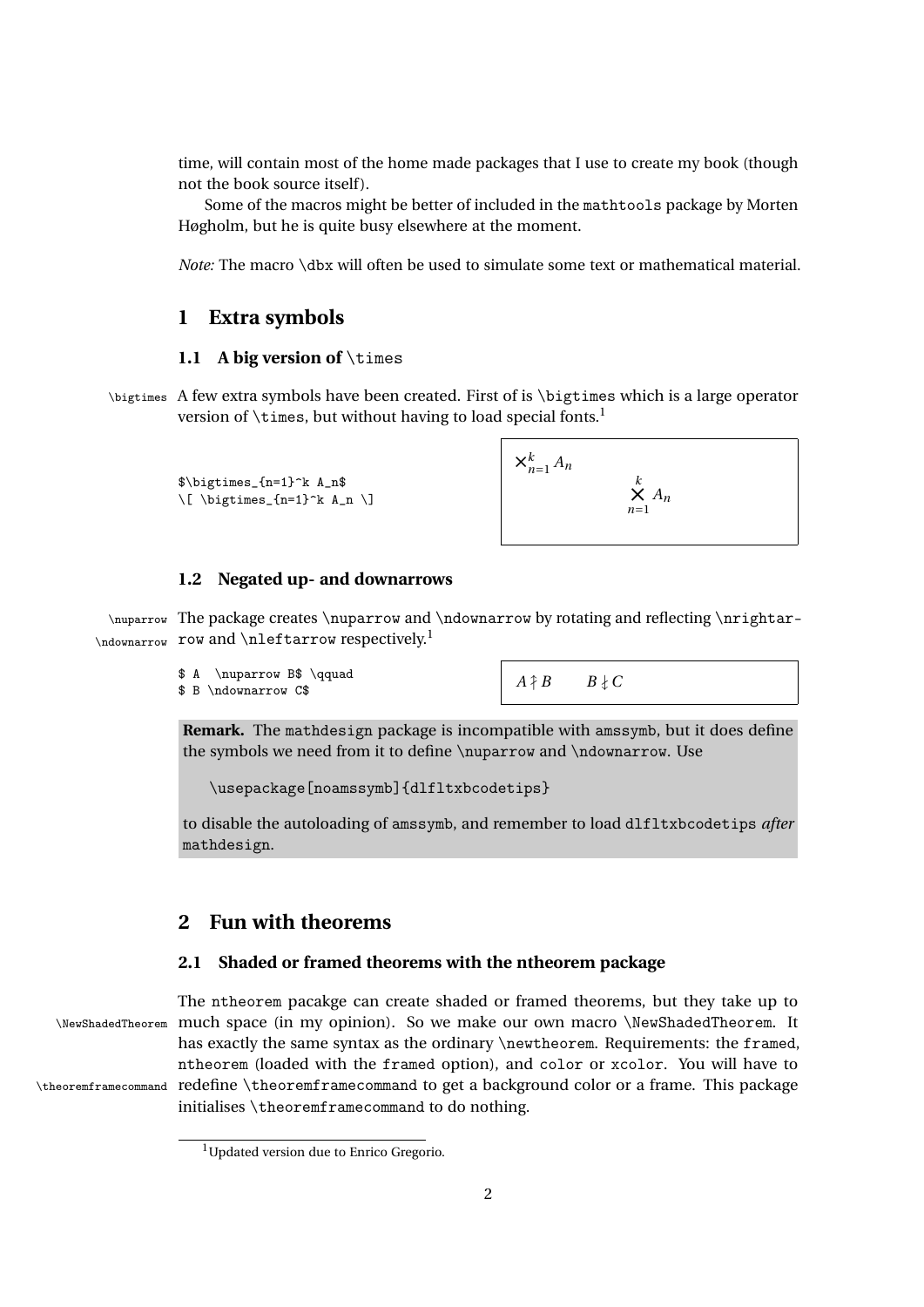time, will contain most of the home made packages that I use to create my book (though not the book source itself).

Some of the macros might be better of included in the mathtools package by Morten Høgholm, but he is quite busy elsewhere at the moment.

*Note:* The macro \dbx will often be used to simulate some text or mathematical material.

## 1 Extra symbols

### 1.1 A big version of \times

\bigtimes A few extra symbols have been created. First of is \bigtimes which is a large operator version of \times, but without having to load special fonts.[1]

```
$\bigtimes_{n=1}^k A_n$
\[ \bigtimes_{n=1}^k A_n \]
```

$\times_{n=1}^k A_n$

$$\mathop{\times}_{n=1}^k A_n$$

### 1.2 Negated up- and downarrows

\nuparrow \ndownarrow The package creates \nuparrow and \ndownarrow by rotating and reflecting \nrightarrow and \nleftarrow respectively.[1]

```
$ A  \nuparrow B$ \qquad
$ B \ndownarrow C$
```

$A \nuparrow B \qquad B \ndownarrow C$

**Remark.** The mathdesign package is incompatible with amssymb, but it does define the symbols we need from it to define \nuparrow and \ndownarrow. Use

```
\usepackage[noamssymb]{dlfltxbcodetips}
```

to disable the autoloading of amssymb, and remember to load dlfltxbcodetips *after* mathdesign.

## 2 Fun with theorems

### 2.1 Shaded or framed theorems with the ntheorem package

\NewShadedTheorem \theoremframecommand The ntheorem pacakge can create shaded or framed theorems, but they take up to much space (in my opinion). So we make our own macro \NewShadedTheorem. It has exactly the same syntax as the ordinary \newtheorem. Requirements: the framed, ntheorem (loaded with the framed option), and color or xcolor. You will have to redefine \theoremframecommand to get a background color or a frame. This package initialises \theoremframecommand to do nothing.

[1] Updated version due to Enrico Gregorio.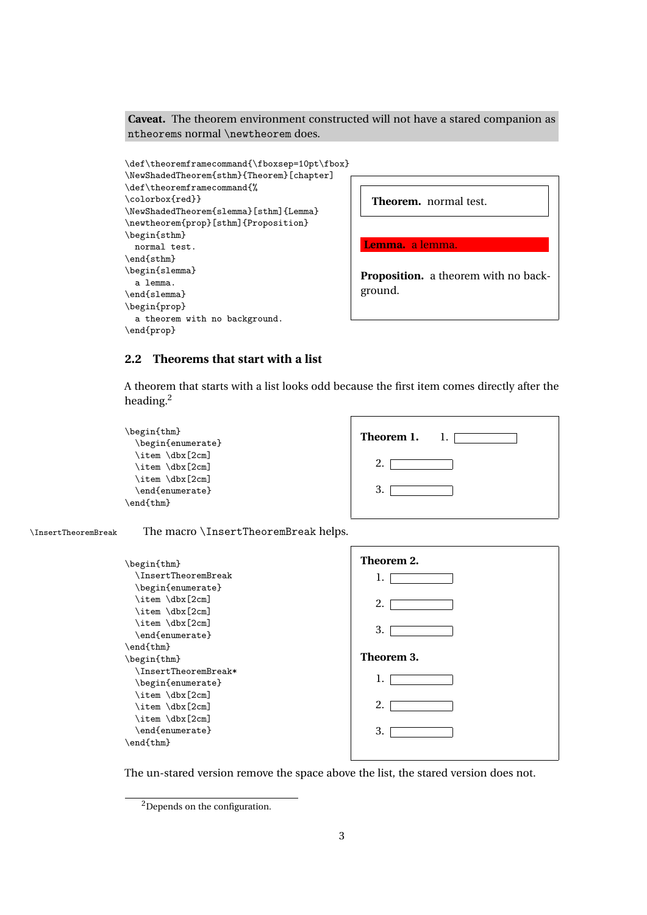**Caveat.** The theorem environment constructed will not have a stared companion as `ntheorems` normal `\newtheorem` does.

```
\def\theoremframecommand{\fboxsep=10pt\fbox}
\NewShadedTheorem{sthm}{Theorem}[chapter]
\def\theoremframecommand{%
\colorbox{red}}
\NewShadedTheorem{slemma}[sthm]{Lemma}
\newtheorem{prop}[sthm]{Proposition}
\begin{sthm}
  normal test.
\end{sthm}
\begin{slemma}
  a lemma.
\end{slemma}
\begin{prop}
  a theorem with no background.
\end{prop}
```

**Theorem.** normal test.

**Lemma.** a lemma.

**Proposition.** a theorem with no background.

## 2.2 Theorems that start with a list

A theorem that starts with a list looks odd because the first item comes directly after the heading.[2]

```
\begin{thm}
  \begin{enumerate}
  \item \dbx[2cm]
  \item \dbx[2cm]
  \item \dbx[2cm]
  \end{enumerate}
\end{thm}
```

**Theorem 1.** 1. ☐

2. ☐

3. ☐

`\InsertTheoremBreak` The macro `\InsertTheoremBreak` helps.

```
\begin{thm}
  \InsertTheoremBreak
  \begin{enumerate}
  \item \dbx[2cm]
  \item \dbx[2cm]
  \item \dbx[2cm]
  \end{enumerate}
\end{thm}
\begin{thm}
  \InsertTheoremBreak*
  \begin{enumerate}
  \item \dbx[2cm]
  \item \dbx[2cm]
  \item \dbx[2cm]
  \end{enumerate}
\end{thm}
```

**Theorem 2.**

1. ☐
2. ☐
3. ☐

**Theorem 3.**

1. ☐
2. ☐
3. ☐

The un-stared version remove the space above the list, the stared version does not.

[2]Depends on the configuration.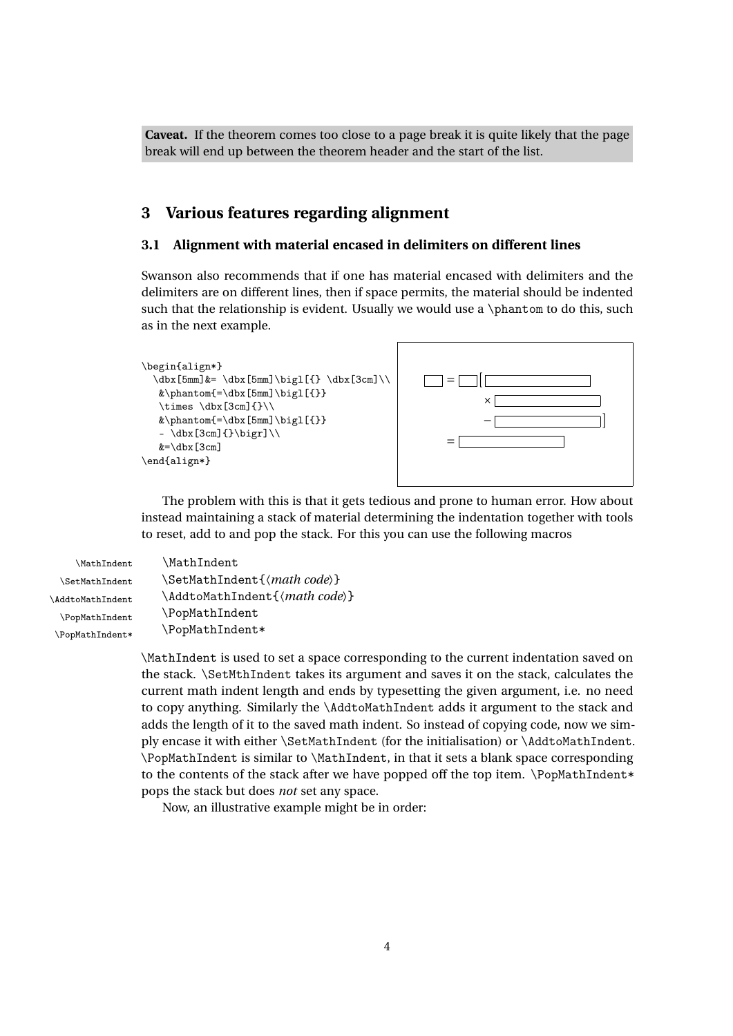**Caveat.** If the theorem comes too close to a page break it is quite likely that the page break will end up between the theorem header and the start of the list.

## 3 Various features regarding alignment

### 3.1 Alignment with material encased in delimiters on different lines

Swanson also recommends that if one has material encased with delimiters and the delimiters are on different lines, then if space permits, the material should be indented such that the relationship is evident. Usually we would use a `\phantom` to do this, such as in the next example.

```
\begin{align*}
  \dbx[5mm]&= \dbx[5mm]\bigl[{} \dbx[3cm]\\
   &\phantom{=\dbx[5mm]\bigl[{}}
   \times \dbx[3cm]{}\\
   &\phantom{=\dbx[5mm]\bigl[{}}
   - \dbx[3cm]{}\bigr]\\
   &=\dbx[3cm]
\end{align*}
```

The problem with this is that it gets tedious and prone to human error. How about instead maintaining a stack of material determining the indentation together with tools to reset, add to and pop the stack. For this you can use the following macros

```
\MathIndent
\SetMathIndent{⟨math code⟩}
\AddtoMathIndent{⟨math code⟩}
\PopMathIndent
\PopMathIndent*
```

`\MathIndent` is used to set a space corresponding to the current indentation saved on the stack. `\SetMthIndent` takes its argument and saves it on the stack, calculates the current math indent length and ends by typesetting the given argument, i.e. no need to copy anything. Similarly the `\AddtoMathIndent` adds it argument to the stack and adds the length of it to the saved math indent. So instead of copying code, now we simply encase it with either `\SetMathIndent` (for the initialisation) or `\AddtoMathIndent`. `\PopMathIndent` is similar to `\MathIndent`, in that it sets a blank space corresponding to the contents of the stack after we have popped off the top item. `\PopMathIndent*` pops the stack but does *not* set any space.

Now, an illustrative example might be in order: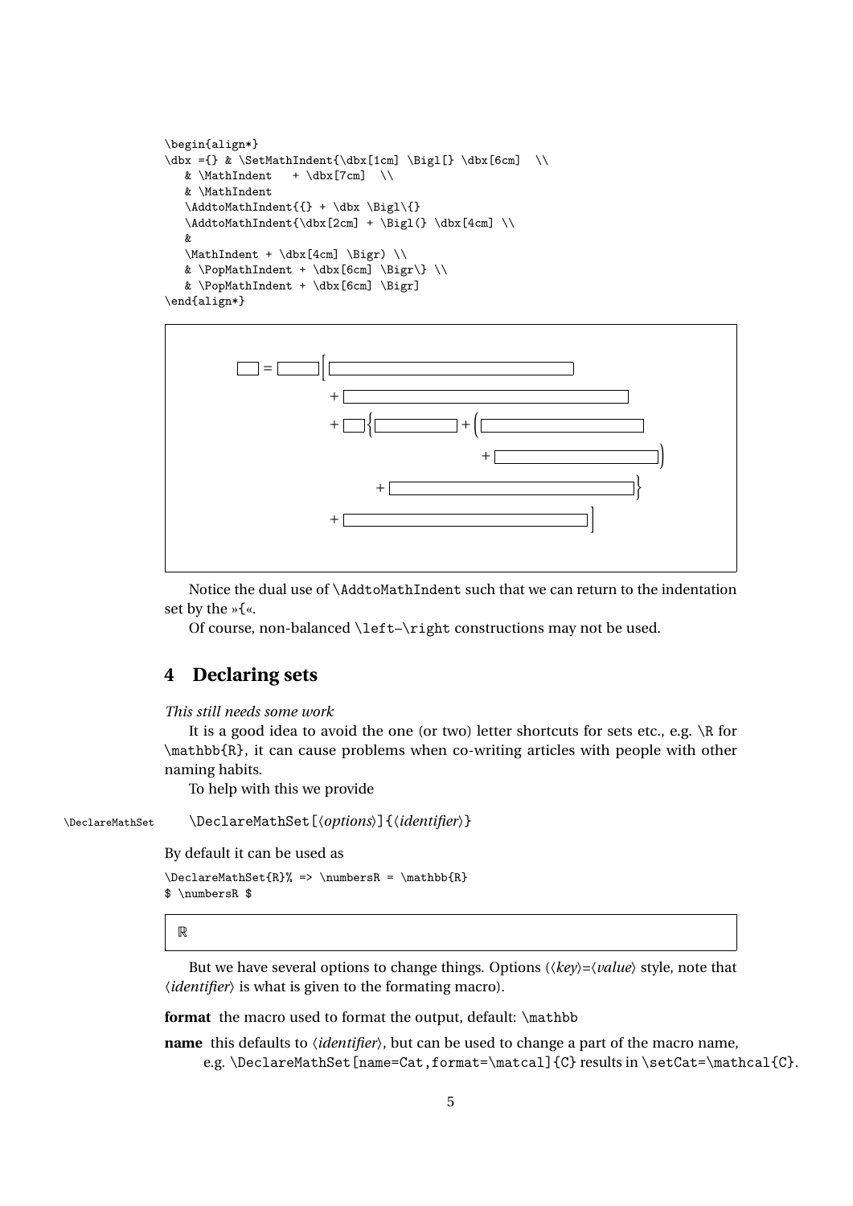```
\begin{align*}
\dbx ={} & \SetMathIndent{\dbx[1cm] \Bigl[} \dbx[6cm]  \\
   & \MathIndent   + \dbx[7cm]  \\
   & \MathIndent
   \AddtoMathIndent{{} + \dbx \Bigl\{}
   \AddtoMathIndent{\dbx[2cm] + \Bigl(} \dbx[4cm] \\
   &
   \MathIndent + \dbx[4cm] \Bigr) \\
   & \PopMathIndent + \dbx[6cm] \Bigr\} \\
   & \PopMathIndent + \dbx[6cm] \Bigr]
\end{align*}
```

Notice the dual use of `\AddtoMathIndent` such that we can return to the indentation set by the »{«.

Of course, non-balanced `\left`–`\right` constructions may not be used.

## 4 Declaring sets

*This still needs some work*

It is a good idea to avoid the one (or two) letter shortcuts for sets etc., e.g. `\R` for `\mathbb{R}`, it can cause problems when co-writing articles with people with other naming habits.

To help with this we provide

`\DeclareMathSet` `\DeclareMathSet[⟨options⟩]{⟨identifier⟩}`

By default it can be used as

```
\DeclareMathSet{R}% => \numbersR = \mathbb{R}
$ \numbersR $
```

$\mathbb{R}$

But we have several options to change things. Options (⟨*key*⟩=⟨*value*⟩ style, note that ⟨*identifier*⟩ is what is given to the formating macro).

**format** the macro used to format the output, default: `\mathbb`

**name** this defaults to ⟨*identifier*⟩, but can be used to change a part of the macro name, e.g. `\DeclareMathSet[name=Cat,format=\matcal]{C}` results in `\setCat=\mathcal{C}`.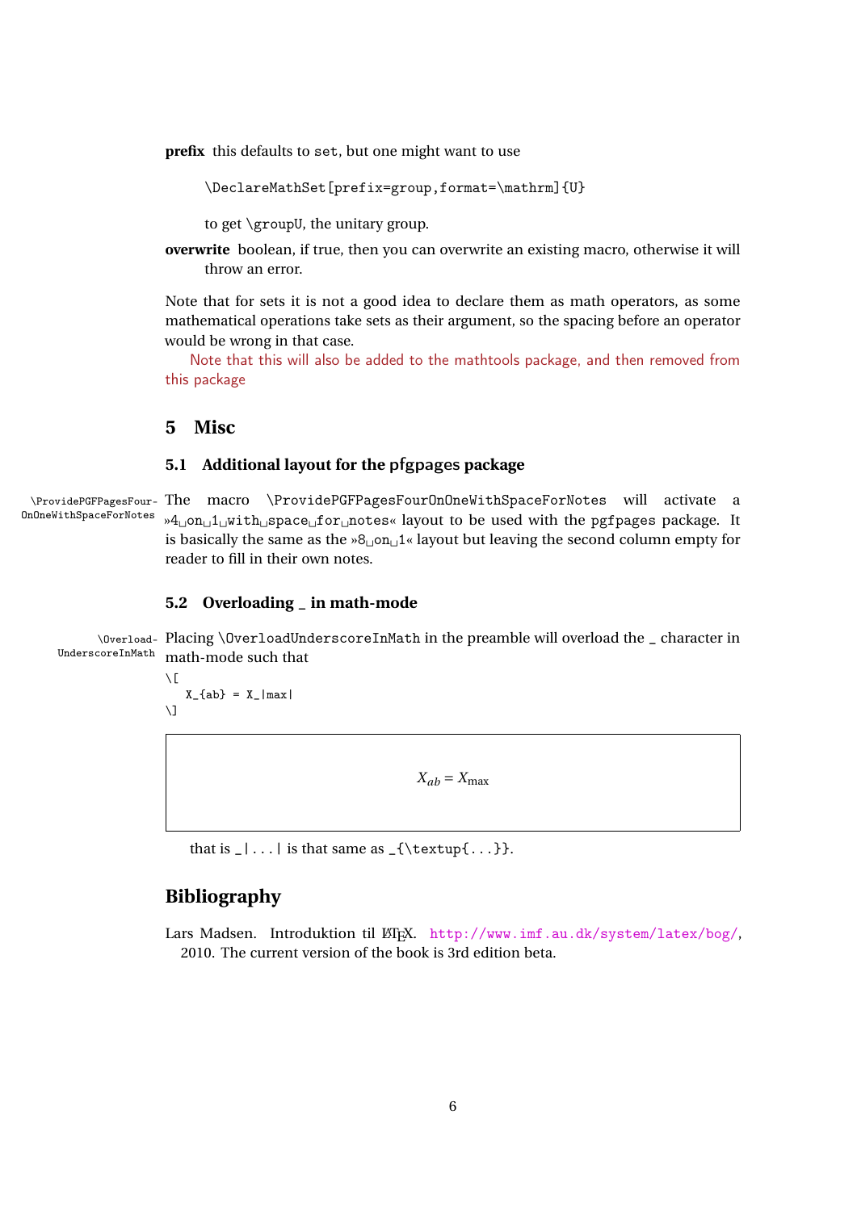**prefix** this defaults to set, but one might want to use

```
\DeclareMathSet[prefix=group,format=\mathrm]{U}
```

to get \groupU, the unitary group.

**overwrite** boolean, if true, then you can overwrite an existing macro, otherwise it will throw an error.

Note that for sets it is not a good idea to declare them as math operators, as some mathematical operations take sets as their argument, so the spacing before an operator would be wrong in that case.

Note that this will also be added to the mathtools package, and then removed from this package

# 5 Misc

## 5.1 Additional layout for the pfgpages package

\ProvidePGFPagesFourOnOneWithSpaceForNotes

The macro \ProvidePGFPagesFourOnOneWithSpaceForNotes will activate a »4 on 1 with space for notes« layout to be used with the pgfpages package. It is basically the same as the »8 on 1« layout but leaving the second column empty for reader to fill in their own notes.

## 5.2 Overloading _ in math-mode

\OverloadUnderscoreInMath

Placing \OverloadUnderscoreInMath in the preamble will overload the _ character in math-mode such that

```
\[
  X_{ab} = X_|max|
\]
```

$$X_{ab} = X_{\textup{max}}$$

that is _|...| is that same as _{\textup{...}}.

# Bibliography

Lars Madsen. Introduktion til LaTeX. http://www.imf.au.dk/system/latex/bog/, 2010. The current version of the book is 3rd edition beta.